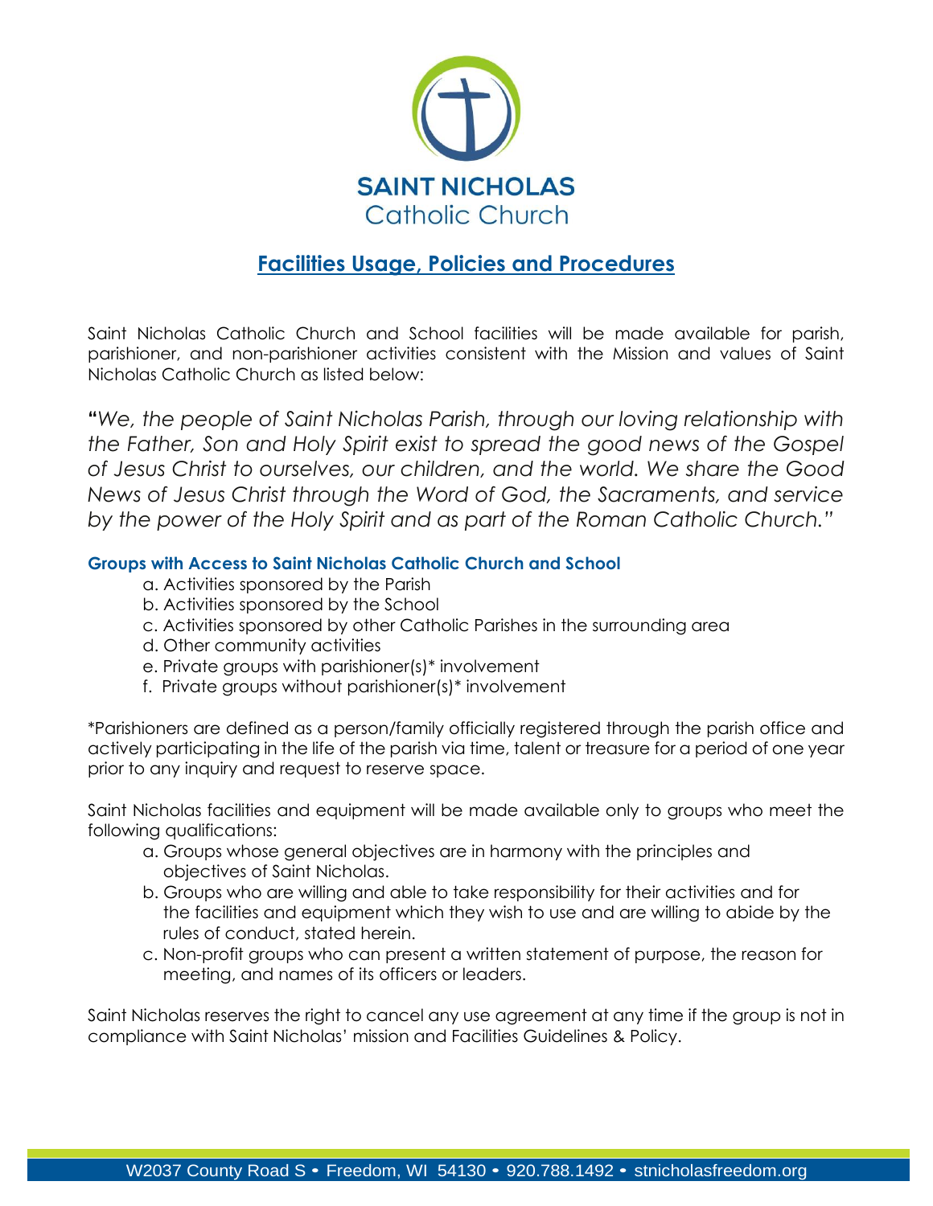SAINT NICHOLAS
Catholic Church

# Facilities Usage, Policies and Procedures

Saint Nicholas Catholic Church and School facilities will be made available for parish, parishioner, and non-parishioner activities consistent with the Mission and values of Saint Nicholas Catholic Church as listed below:

*"We, the people of Saint Nicholas Parish, through our loving relationship with the Father, Son and Holy Spirit exist to spread the good news of the Gospel of Jesus Christ to ourselves, our children, and the world. We share the Good News of Jesus Christ through the Word of God, the Sacraments, and service by the power of the Holy Spirit and as part of the Roman Catholic Church."*

### Groups with Access to Saint Nicholas Catholic Church and School

a. Activities sponsored by the Parish
b. Activities sponsored by the School
c. Activities sponsored by other Catholic Parishes in the surrounding area
d. Other community activities
e. Private groups with parishioner(s)* involvement
f. Private groups without parishioner(s)* involvement

*Parishioners are defined as a person/family officially registered through the parish office and actively participating in the life of the parish via time, talent or treasure for a period of one year prior to any inquiry and request to reserve space.

Saint Nicholas facilities and equipment will be made available only to groups who meet the following qualifications:

a. Groups whose general objectives are in harmony with the principles and objectives of Saint Nicholas.
b. Groups who are willing and able to take responsibility for their activities and for the facilities and equipment which they wish to use and are willing to abide by the rules of conduct, stated herein.
c. Non-profit groups who can present a written statement of purpose, the reason for meeting, and names of its officers or leaders.

Saint Nicholas reserves the right to cancel any use agreement at any time if the group is not in compliance with Saint Nicholas' mission and Facilities Guidelines & Policy.

W2037 County Road S • Freedom, WI 54130 • 920.788.1492 • stnicholasfreedom.org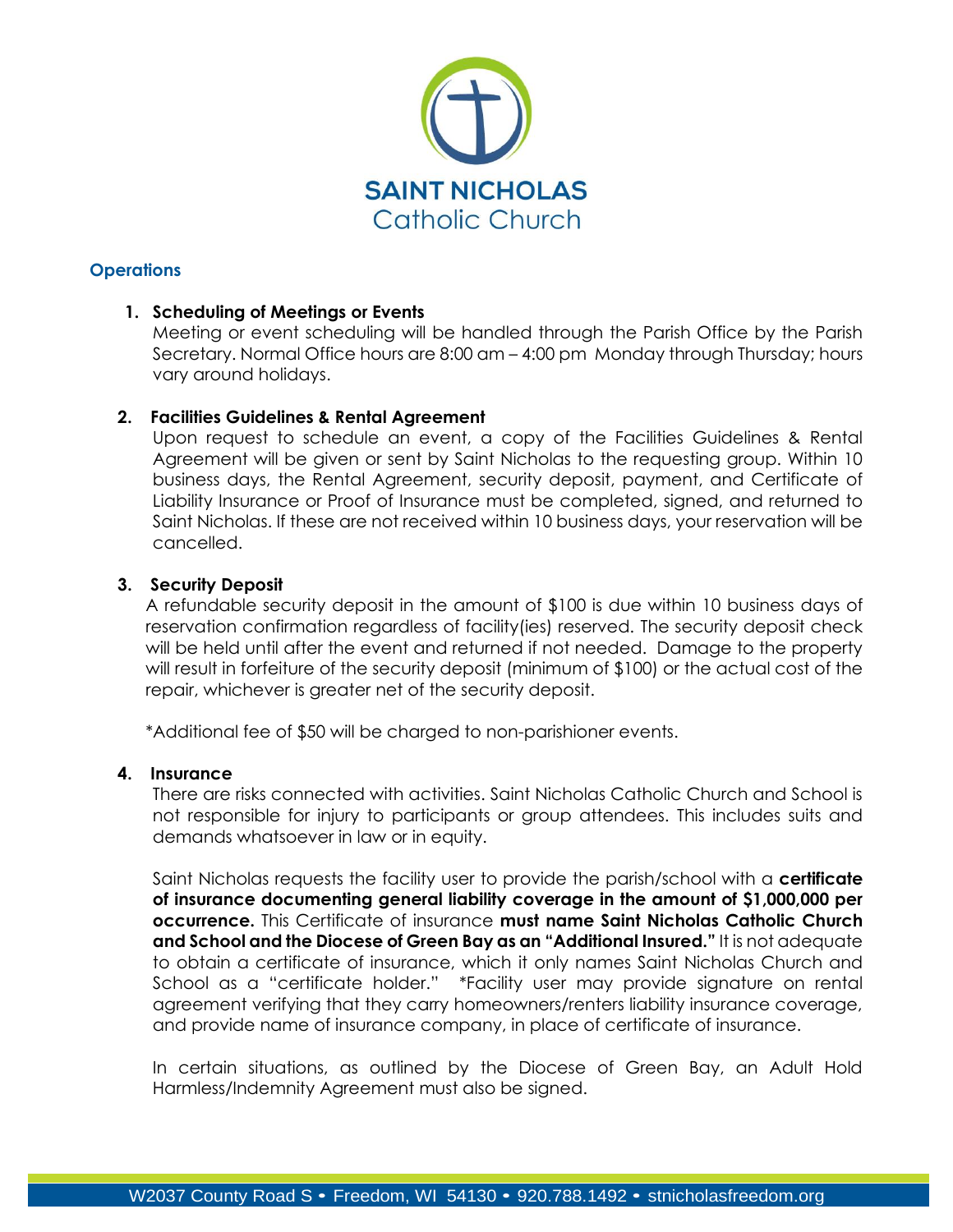## Operations

1. **Scheduling of Meetings or Events**
   Meeting or event scheduling will be handled through the Parish Office by the Parish Secretary. Normal Office hours are 8:00 am – 4:00 pm Monday through Thursday; hours vary around holidays.

2. **Facilities Guidelines & Rental Agreement**
   Upon request to schedule an event, a copy of the Facilities Guidelines & Rental Agreement will be given or sent by Saint Nicholas to the requesting group. Within 10 business days, the Rental Agreement, security deposit, payment, and Certificate of Liability Insurance or Proof of Insurance must be completed, signed, and returned to Saint Nicholas. If these are not received within 10 business days, your reservation will be cancelled.

3. **Security Deposit**
   A refundable security deposit in the amount of $100 is due within 10 business days of reservation confirmation regardless of facility(ies) reserved. The security deposit check will be held until after the event and returned if not needed. Damage to the property will result in forfeiture of the security deposit (minimum of $100) or the actual cost of the repair, whichever is greater net of the security deposit.

   *Additional fee of $50 will be charged to non-parishioner events.

4. **Insurance**
   There are risks connected with activities. Saint Nicholas Catholic Church and School is not responsible for injury to participants or group attendees. This includes suits and demands whatsoever in law or in equity.

   Saint Nicholas requests the facility user to provide the parish/school with a **certificate of insurance documenting general liability coverage in the amount of $1,000,000 per occurrence.** This Certificate of insurance **must name Saint Nicholas Catholic Church and School and the Diocese of Green Bay as an "Additional Insured."** It is not adequate to obtain a certificate of insurance, which it only names Saint Nicholas Church and School as a "certificate holder." *Facility user may provide signature on rental agreement verifying that they carry homeowners/renters liability insurance coverage, and provide name of insurance company, in place of certificate of insurance.

   In certain situations, as outlined by the Diocese of Green Bay, an Adult Hold Harmless/Indemnity Agreement must also be signed.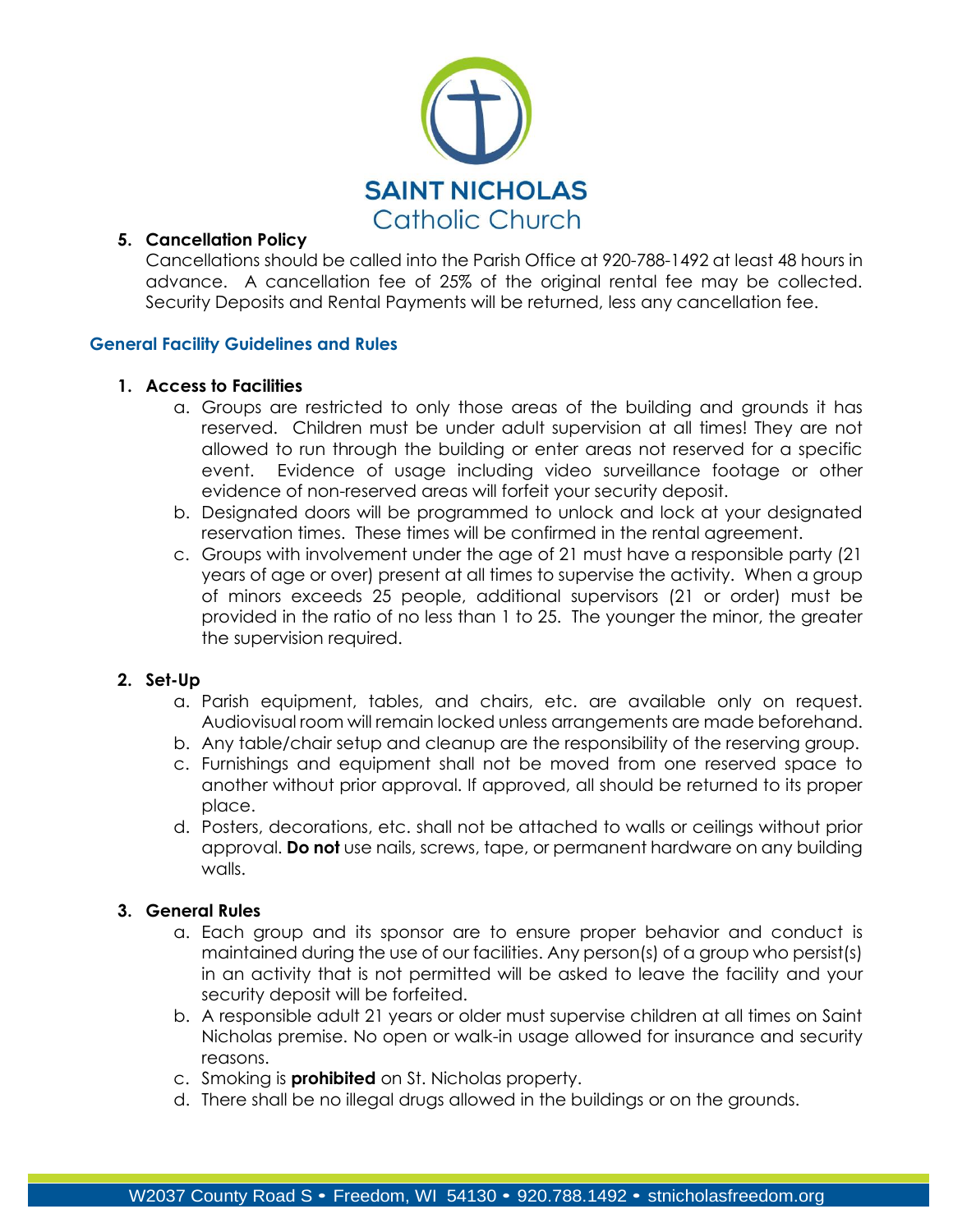SAINT NICHOLAS
Catholic Church

5. **Cancellation Policy**
   Cancellations should be called into the Parish Office at 920-788-1492 at least 48 hours in advance. A cancellation fee of 25% of the original rental fee may be collected. Security Deposits and Rental Payments will be returned, less any cancellation fee.

## General Facility Guidelines and Rules

1. **Access to Facilities**
   a. Groups are restricted to only those areas of the building and grounds it has reserved. Children must be under adult supervision at all times! They are not allowed to run through the building or enter areas not reserved for a specific event. Evidence of usage including video surveillance footage or other evidence of non-reserved areas will forfeit your security deposit.
   b. Designated doors will be programmed to unlock and lock at your designated reservation times. These times will be confirmed in the rental agreement.
   c. Groups with involvement under the age of 21 must have a responsible party (21 years of age or over) present at all times to supervise the activity. When a group of minors exceeds 25 people, additional supervisors (21 or order) must be provided in the ratio of no less than 1 to 25. The younger the minor, the greater the supervision required.

2. **Set-Up**
   a. Parish equipment, tables, and chairs, etc. are available only on request. Audiovisual room will remain locked unless arrangements are made beforehand.
   b. Any table/chair setup and cleanup are the responsibility of the reserving group.
   c. Furnishings and equipment shall not be moved from one reserved space to another without prior approval. If approved, all should be returned to its proper place.
   d. Posters, decorations, etc. shall not be attached to walls or ceilings without prior approval. **Do not** use nails, screws, tape, or permanent hardware on any building walls.

3. **General Rules**
   a. Each group and its sponsor are to ensure proper behavior and conduct is maintained during the use of our facilities. Any person(s) of a group who persist(s) in an activity that is not permitted will be asked to leave the facility and your security deposit will be forfeited.
   b. A responsible adult 21 years or older must supervise children at all times on Saint Nicholas premise. No open or walk-in usage allowed for insurance and security reasons.
   c. Smoking is **prohibited** on St. Nicholas property.
   d. There shall be no illegal drugs allowed in the buildings or on the grounds.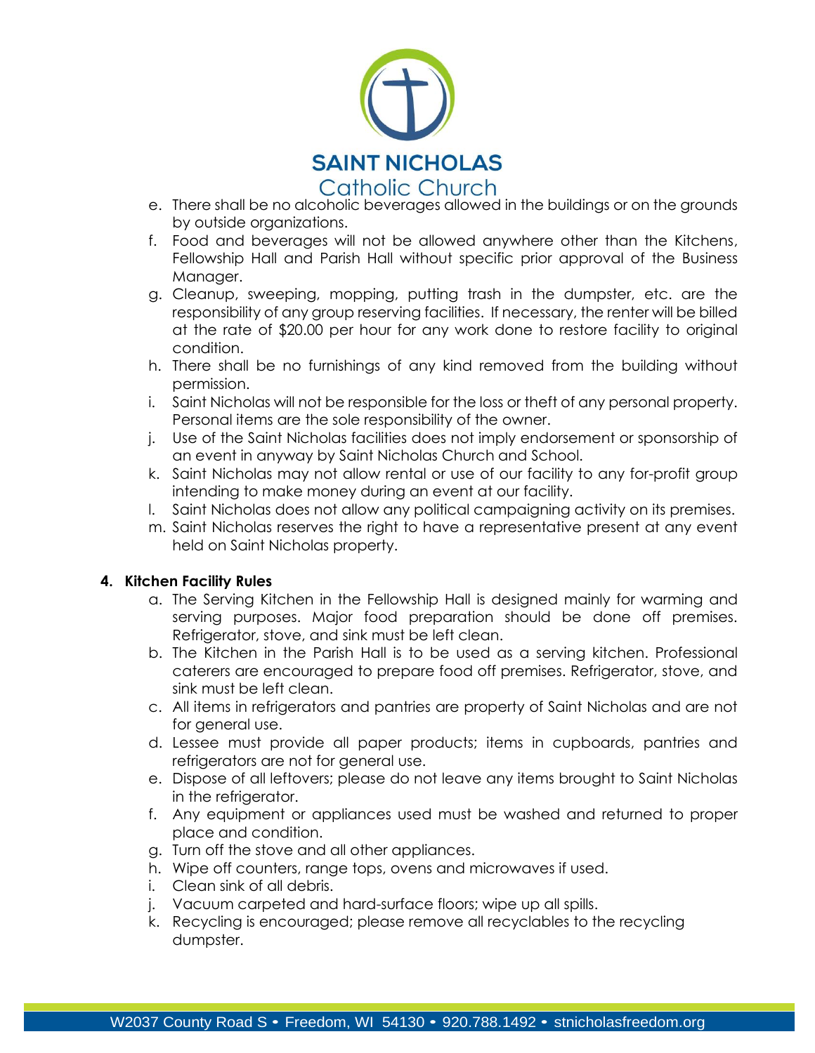e. There shall be no alcoholic beverages allowed in the buildings or on the grounds by outside organizations.
f. Food and beverages will not be allowed anywhere other than the Kitchens, Fellowship Hall and Parish Hall without specific prior approval of the Business Manager.
g. Cleanup, sweeping, mopping, putting trash in the dumpster, etc. are the responsibility of any group reserving facilities. If necessary, the renter will be billed at the rate of $20.00 per hour for any work done to restore facility to original condition.
h. There shall be no furnishings of any kind removed from the building without permission.
i. Saint Nicholas will not be responsible for the loss or theft of any personal property. Personal items are the sole responsibility of the owner.
j. Use of the Saint Nicholas facilities does not imply endorsement or sponsorship of an event in anyway by Saint Nicholas Church and School.
k. Saint Nicholas may not allow rental or use of our facility to any for-profit group intending to make money during an event at our facility.
l. Saint Nicholas does not allow any political campaigning activity on its premises.
m. Saint Nicholas reserves the right to have a representative present at any event held on Saint Nicholas property.

**4. Kitchen Facility Rules**

a. The Serving Kitchen in the Fellowship Hall is designed mainly for warming and serving purposes. Major food preparation should be done off premises. Refrigerator, stove, and sink must be left clean.
b. The Kitchen in the Parish Hall is to be used as a serving kitchen. Professional caterers are encouraged to prepare food off premises. Refrigerator, stove, and sink must be left clean.
c. All items in refrigerators and pantries are property of Saint Nicholas and are not for general use.
d. Lessee must provide all paper products; items in cupboards, pantries and refrigerators are not for general use.
e. Dispose of all leftovers; please do not leave any items brought to Saint Nicholas in the refrigerator.
f. Any equipment or appliances used must be washed and returned to proper place and condition.
g. Turn off the stove and all other appliances.
h. Wipe off counters, range tops, ovens and microwaves if used.
i. Clean sink of all debris.
j. Vacuum carpeted and hard-surface floors; wipe up all spills.
k. Recycling is encouraged; please remove all recyclables to the recycling dumpster.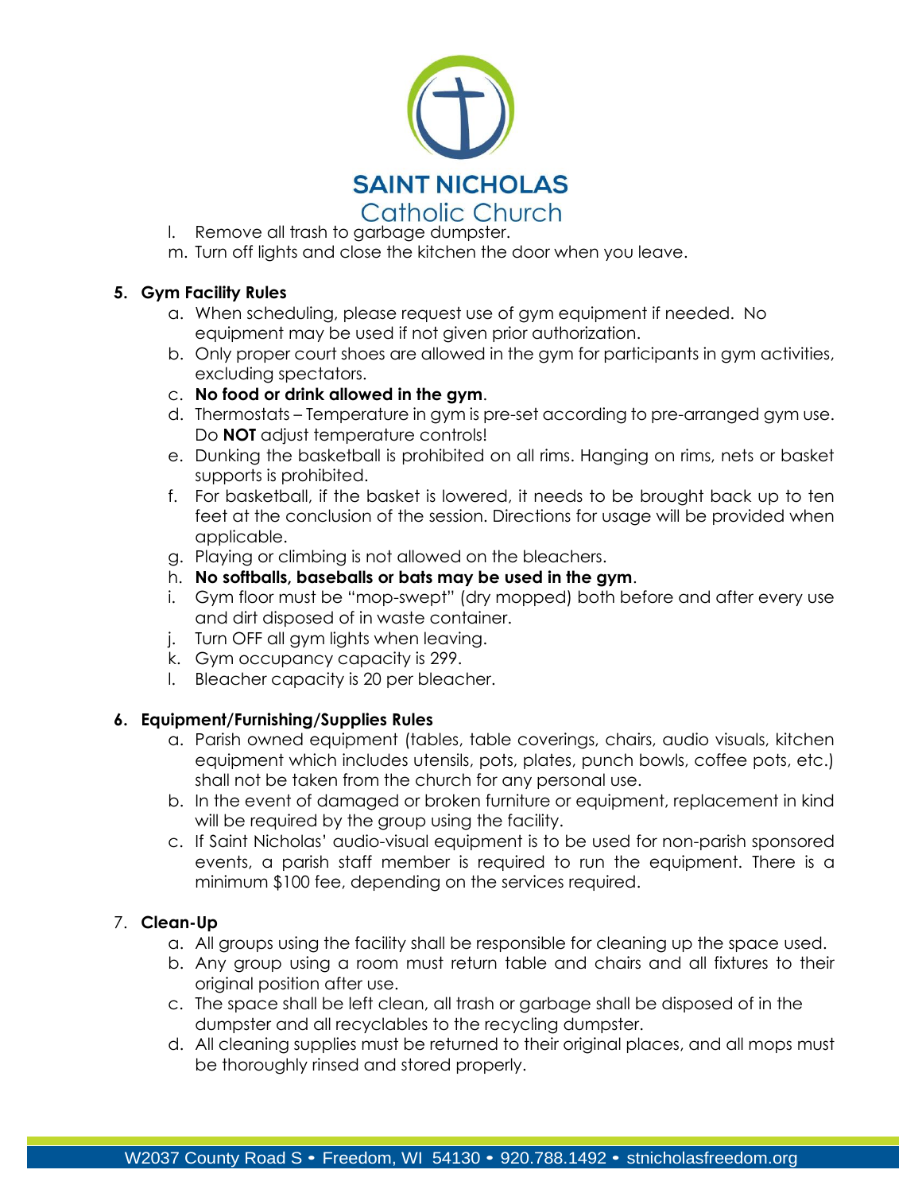l. Remove all trash to garbage dumpster.
m. Turn off lights and close the kitchen the door when you leave.

5. **Gym Facility Rules**
    a. When scheduling, please request use of gym equipment if needed. No equipment may be used if not given prior authorization.
    b. Only proper court shoes are allowed in the gym for participants in gym activities, excluding spectators.
    c. **No food or drink allowed in the gym**.
    d. Thermostats – Temperature in gym is pre-set according to pre-arranged gym use. Do **NOT** adjust temperature controls!
    e. Dunking the basketball is prohibited on all rims. Hanging on rims, nets or basket supports is prohibited.
    f. For basketball, if the basket is lowered, it needs to be brought back up to ten feet at the conclusion of the session. Directions for usage will be provided when applicable.
    g. Playing or climbing is not allowed on the bleachers.
    h. **No softballs, baseballs or bats may be used in the gym**.
    i. Gym floor must be "mop-swept" (dry mopped) both before and after every use and dirt disposed of in waste container.
    j. Turn OFF all gym lights when leaving.
    k. Gym occupancy capacity is 299.
    l. Bleacher capacity is 20 per bleacher.

6. **Equipment/Furnishing/Supplies Rules**
    a. Parish owned equipment (tables, table coverings, chairs, audio visuals, kitchen equipment which includes utensils, pots, plates, punch bowls, coffee pots, etc.) shall not be taken from the church for any personal use.
    b. In the event of damaged or broken furniture or equipment, replacement in kind will be required by the group using the facility.
    c. If Saint Nicholas' audio-visual equipment is to be used for non-parish sponsored events, a parish staff member is required to run the equipment. There is a minimum $100 fee, depending on the services required.

7. **Clean-Up**
    a. All groups using the facility shall be responsible for cleaning up the space used.
    b. Any group using a room must return table and chairs and all fixtures to their original position after use.
    c. The space shall be left clean, all trash or garbage shall be disposed of in the dumpster and all recyclables to the recycling dumpster.
    d. All cleaning supplies must be returned to their original places, and all mops must be thoroughly rinsed and stored properly.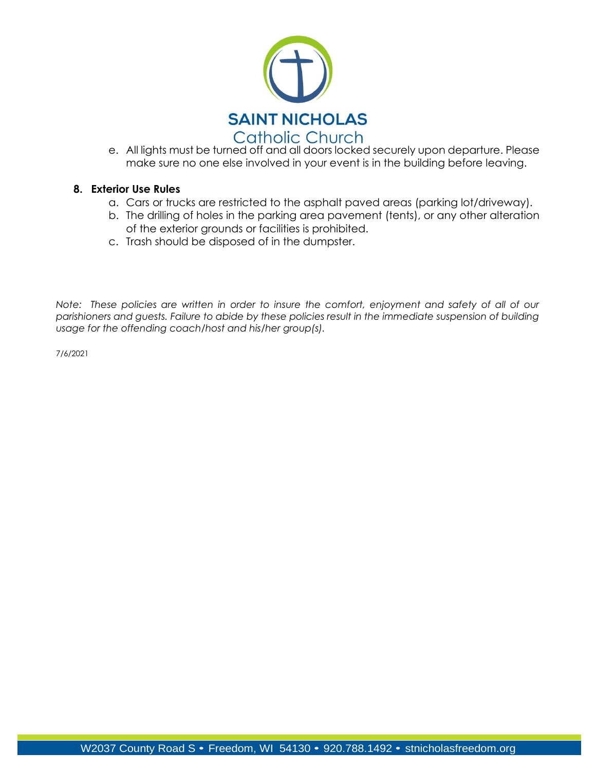e. All lights must be turned off and all doors locked securely upon departure. Please make sure no one else involved in your event is in the building before leaving.

**8. Exterior Use Rules**

a. Cars or trucks are restricted to the asphalt paved areas (parking lot/driveway).
b. The drilling of holes in the parking area pavement (tents), or any other alteration of the exterior grounds or facilities is prohibited.
c. Trash should be disposed of in the dumpster.

*Note: These policies are written in order to insure the comfort, enjoyment and safety of all of our parishioners and guests. Failure to abide by these policies result in the immediate suspension of building usage for the offending coach/host and his/her group(s).*

7/6/2021